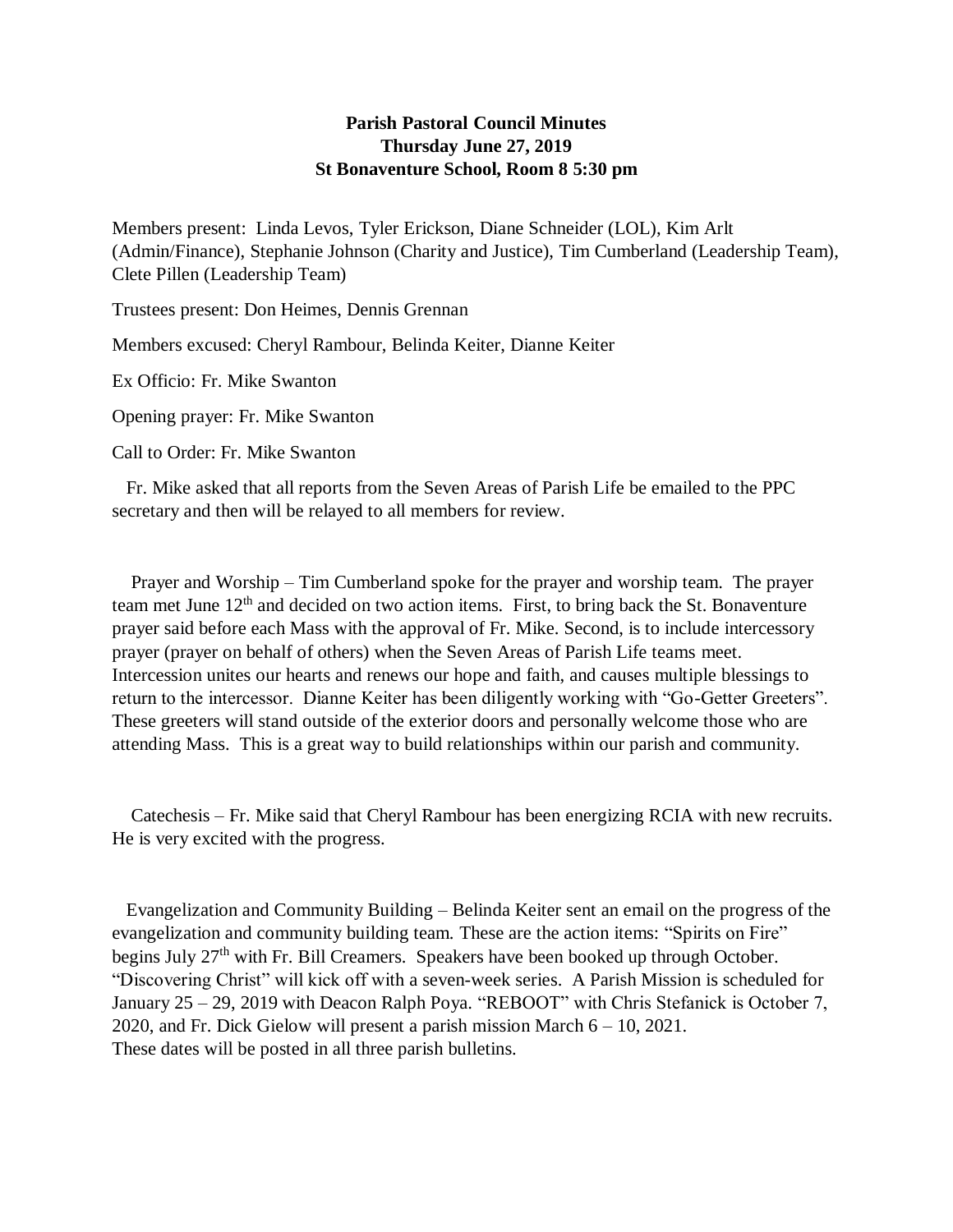**Parish Pastoral Council Minutes**
**Thursday June 27, 2019**
**St Bonaventure School, Room 8 5:30 pm**

Members present: Linda Levos, Tyler Erickson, Diane Schneider (LOL), Kim Arlt (Admin/Finance), Stephanie Johnson (Charity and Justice), Tim Cumberland (Leadership Team), Clete Pillen (Leadership Team)

Trustees present: Don Heimes, Dennis Grennan

Members excused: Cheryl Rambour, Belinda Keiter, Dianne Keiter

Ex Officio: Fr. Mike Swanton

Opening prayer: Fr. Mike Swanton

Call to Order: Fr. Mike Swanton

Fr. Mike asked that all reports from the Seven Areas of Parish Life be emailed to the PPC secretary and then will be relayed to all members for review.

Prayer and Worship – Tim Cumberland spoke for the prayer and worship team. The prayer team met June 12th and decided on two action items. First, to bring back the St. Bonaventure prayer said before each Mass with the approval of Fr. Mike. Second, is to include intercessory prayer (prayer on behalf of others) when the Seven Areas of Parish Life teams meet. Intercession unites our hearts and renews our hope and faith, and causes multiple blessings to return to the intercessor. Dianne Keiter has been diligently working with "Go-Getter Greeters". These greeters will stand outside of the exterior doors and personally welcome those who are attending Mass. This is a great way to build relationships within our parish and community.

Catechesis – Fr. Mike said that Cheryl Rambour has been energizing RCIA with new recruits. He is very excited with the progress.

Evangelization and Community Building – Belinda Keiter sent an email on the progress of the evangelization and community building team. These are the action items: "Spirits on Fire" begins July 27th with Fr. Bill Creamers. Speakers have been booked up through October. "Discovering Christ" will kick off with a seven-week series. A Parish Mission is scheduled for January 25 – 29, 2019 with Deacon Ralph Poya. "REBOOT" with Chris Stefanick is October 7, 2020, and Fr. Dick Gielow will present a parish mission March 6 – 10, 2021. These dates will be posted in all three parish bulletins.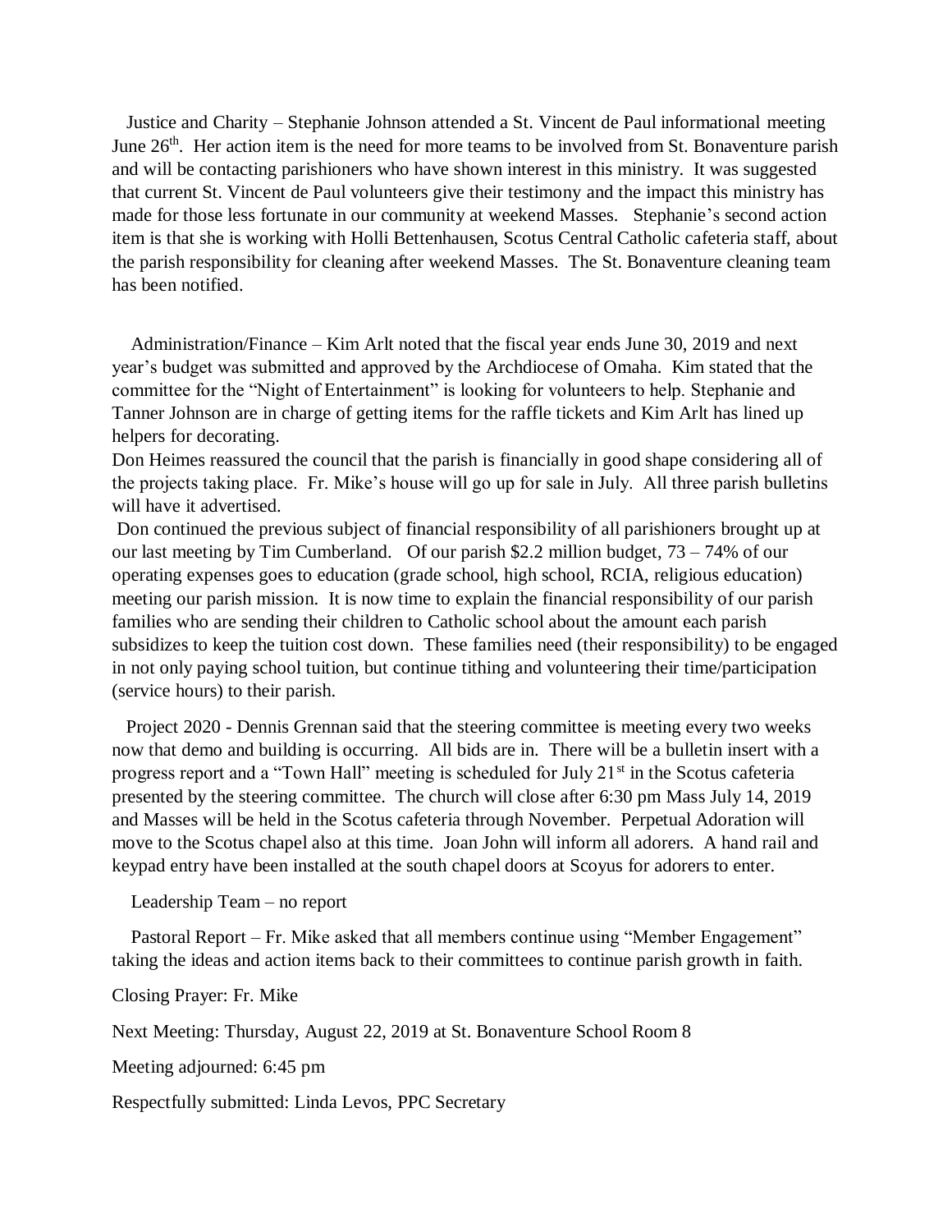Justice and Charity – Stephanie Johnson attended a St. Vincent de Paul informational meeting June 26th. Her action item is the need for more teams to be involved from St. Bonaventure parish and will be contacting parishioners who have shown interest in this ministry. It was suggested that current St. Vincent de Paul volunteers give their testimony and the impact this ministry has made for those less fortunate in our community at weekend Masses. Stephanie's second action item is that she is working with Holli Bettenhausen, Scotus Central Catholic cafeteria staff, about the parish responsibility for cleaning after weekend Masses. The St. Bonaventure cleaning team has been notified.

Administration/Finance – Kim Arlt noted that the fiscal year ends June 30, 2019 and next year's budget was submitted and approved by the Archdiocese of Omaha. Kim stated that the committee for the "Night of Entertainment" is looking for volunteers to help. Stephanie and Tanner Johnson are in charge of getting items for the raffle tickets and Kim Arlt has lined up helpers for decorating.

Don Heimes reassured the council that the parish is financially in good shape considering all of the projects taking place. Fr. Mike's house will go up for sale in July. All three parish bulletins will have it advertised.

Don continued the previous subject of financial responsibility of all parishioners brought up at our last meeting by Tim Cumberland. Of our parish $2.2 million budget, 73 – 74% of our operating expenses goes to education (grade school, high school, RCIA, religious education) meeting our parish mission. It is now time to explain the financial responsibility of our parish families who are sending their children to Catholic school about the amount each parish subsidizes to keep the tuition cost down. These families need (their responsibility) to be engaged in not only paying school tuition, but continue tithing and volunteering their time/participation (service hours) to their parish.

Project 2020 - Dennis Grennan said that the steering committee is meeting every two weeks now that demo and building is occurring. All bids are in. There will be a bulletin insert with a progress report and a "Town Hall" meeting is scheduled for July 21st in the Scotus cafeteria presented by the steering committee. The church will close after 6:30 pm Mass July 14, 2019 and Masses will be held in the Scotus cafeteria through November. Perpetual Adoration will move to the Scotus chapel also at this time. Joan John will inform all adorers. A hand rail and keypad entry have been installed at the south chapel doors at Scoyus for adorers to enter.

Leadership Team – no report

Pastoral Report – Fr. Mike asked that all members continue using "Member Engagement" taking the ideas and action items back to their committees to continue parish growth in faith.

Closing Prayer: Fr. Mike

Next Meeting: Thursday, August 22, 2019 at St. Bonaventure School Room 8

Meeting adjourned: 6:45 pm

Respectfully submitted: Linda Levos, PPC Secretary